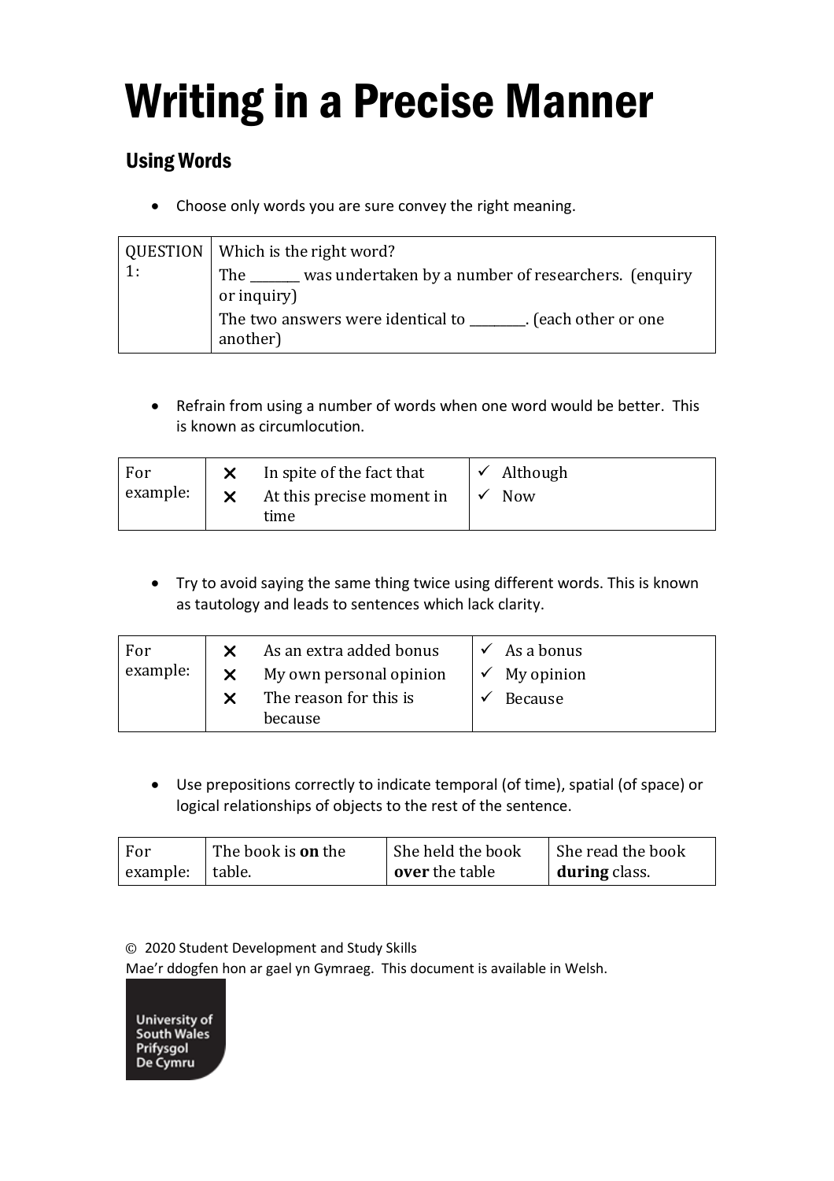# Writing in a Precise Manner

## Using Words

- Choose only words you are sure convey the right meaning.

| QUESTION 1: | Which is the right word?<br>The _______ was undertaken by a number of researchers. (enquiry or inquiry)<br>The two answers were identical to ________. (each other or one another) |
|---|---|

- Refrain from using a number of words when one word would be better. This is known as circumlocution.

| For example: | ✗ In spite of the fact that<br>✗ At this precise moment in time | ✓ Although<br>✓ Now |
|---|---|---|

- Try to avoid saying the same thing twice using different words. This is known as tautology and leads to sentences which lack clarity.

| For example: | ✗ As an extra added bonus<br>✗ My own personal opinion<br>✗ The reason for this is because | ✓ As a bonus<br>✓ My opinion<br>✓ Because |
|---|---|---|

- Use prepositions correctly to indicate temporal (of time), spatial (of space) or logical relationships of objects to the rest of the sentence.

| For example: | The book is **on** the table. | She held the book **over** the table | She read the book **during** class. |
|---|---|---|---|

© 2020 Student Development and Study Skills
Mae'r ddogfen hon ar gael yn Gymraeg. This document is available in Welsh.

University of South Wales
Prifysgol De Cymru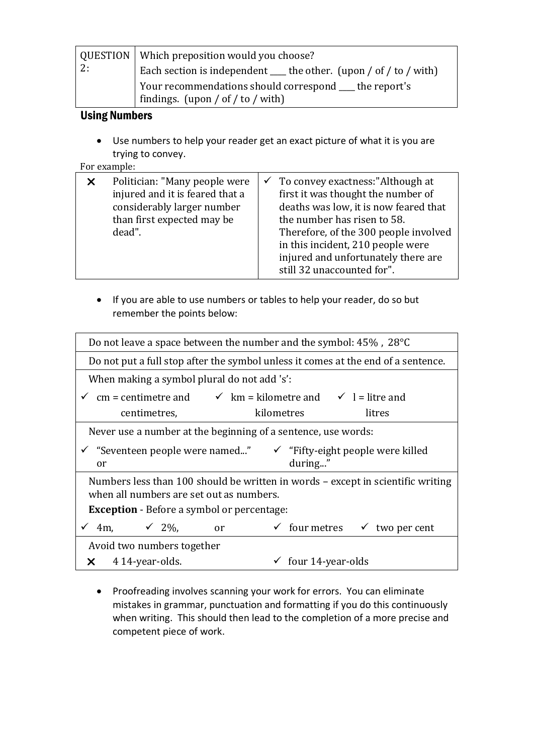| QUESTION 2: | Which preposition would you choose?<br>Each section is independent ____ the other. (upon / of / to / with)<br>Your recommendations should correspond ____ the report's findings. (upon / of / to / with) |
|---|---|

## Using Numbers

- Use numbers to help your reader get an exact picture of what it is you are trying to convey.

For example:

| ✗ Politician: "Many people were injured and it is feared that a considerably larger number than first expected may be dead". | ✓ To convey exactness:"Although at first it was thought the number of deaths was low, it is now feared that the number has risen to 58. Therefore, of the 300 people involved in this incident, 210 people were injured and unfortunately there are still 32 unaccounted for". |
|---|---|

- If you are able to use numbers or tables to help your reader, do so but remember the points below:

| Do not leave a space between the number and the symbol: 45% , 28°C | | | |
|---|---|---|---|
| Do not put a full stop after the symbol unless it comes at the end of a sentence. | | | |
| When making a symbol plural do not add 's': | | | |
| ✓ cm = centimetre and centimetres, | ✓ km = kilometre and kilometres | ✓ l = litre and litres | |
| Never use a number at the beginning of a sentence, use words: | | | |
| ✓ "Seventeen people were named..." or | ✓ "Fifty-eight people were killed during..." | | |
| Numbers less than 100 should be written in words – except in scientific writing when all numbers are set out as numbers.<br>**Exception** - Before a symbol or percentage: | | | |
| ✓ 4m, | ✓ 2%, or | ✓ four metres | ✓ two per cent |
| Avoid two numbers together | | | |
| ✗ 4 14-year-olds. | ✓ four 14-year-olds | | |

- Proofreading involves scanning your work for errors. You can eliminate mistakes in grammar, punctuation and formatting if you do this continuously when writing. This should then lead to the completion of a more precise and competent piece of work.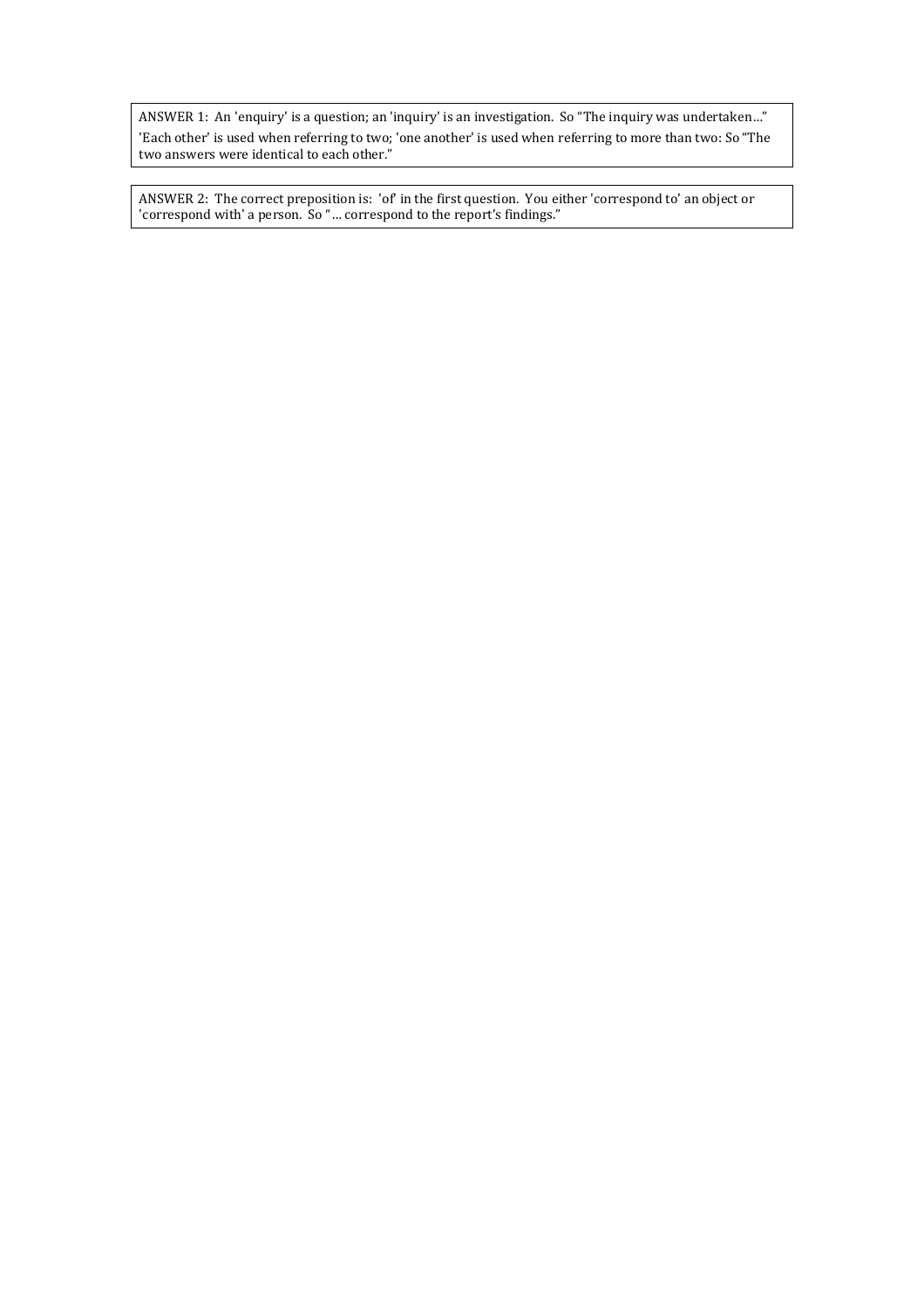ANSWER 1: An 'enquiry' is a question; an 'inquiry' is an investigation. So "The inquiry was undertaken…"
'Each other' is used when referring to two; 'one another' is used when referring to more than two: So "The two answers were identical to each other."

ANSWER 2: The correct preposition is: 'of' in the first question. You either 'correspond to' an object or 'correspond with' a person. So "… correspond to the report's findings."